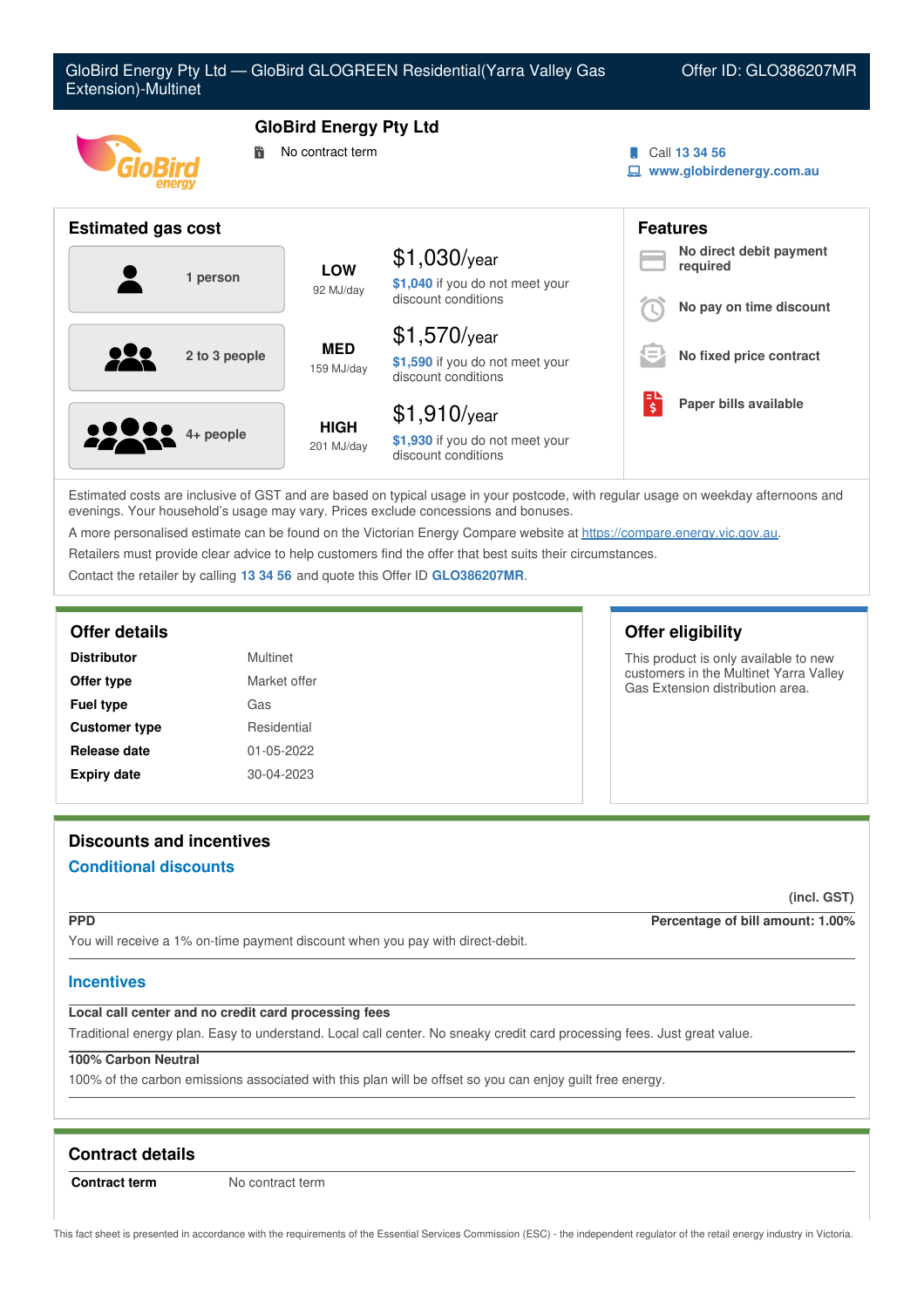GloBird Energy Pty Ltd — GloBird GLOGREEN Residential(Yarra Valley Gas Extension)-Multinet

Offer ID: GLO386207MR

# GloBird Energy Pty Ltd

No contract term

Call 13 34 56

www.globirdenergy.com.au

## Estimated gas cost

| Household | Usage | Cost |
|---|---|---|
| 1 person | LOW 92 MJ/day | $1,030/year — $1,040 if you do not meet your discount conditions |
| 2 to 3 people | MED 159 MJ/day | $1,570/year — $1,590 if you do not meet your discount conditions |
| 4+ people | HIGH 201 MJ/day | $1,910/year — $1,930 if you do not meet your discount conditions |

## Features

- **No direct debit payment required**
- **No pay on time discount**
- **No fixed price contract**
- **Paper bills available**

Estimated costs are inclusive of GST and are based on typical usage in your postcode, with regular usage on weekday afternoons and evenings. Your household's usage may vary. Prices exclude concessions and bonuses.

A more personalised estimate can be found on the Victorian Energy Compare website at https://compare.energy.vic.gov.au.

Retailers must provide clear advice to help customers find the offer that best suits their circumstances.

Contact the retailer by calling 13 34 56 and quote this Offer ID GLO386207MR.

## Offer details

| | |
|---|---|
| **Distributor** | Multinet |
| **Offer type** | Market offer |
| **Fuel type** | Gas |
| **Customer type** | Residential |
| **Release date** | 01-05-2022 |
| **Expiry date** | 30-04-2023 |

## Offer eligibility

This product is only available to new customers in the Multinet Yarra Valley Gas Extension distribution area.

## Discounts and incentives

### Conditional discounts

(incl. GST)

**PPD** — **Percentage of bill amount: 1.00%**

You will receive a 1% on-time payment discount when you pay with direct-debit.

### Incentives

**Local call center and no credit card processing fees**

Traditional energy plan. Easy to understand. Local call center. No sneaky credit card processing fees. Just great value.

**100% Carbon Neutral**

100% of the carbon emissions associated with this plan will be offset so you can enjoy guilt free energy.

## Contract details

| | |
|---|---|
| **Contract term** | No contract term |

This fact sheet is presented in accordance with the requirements of the Essential Services Commission (ESC) - the independent regulator of the retail energy industry in Victoria.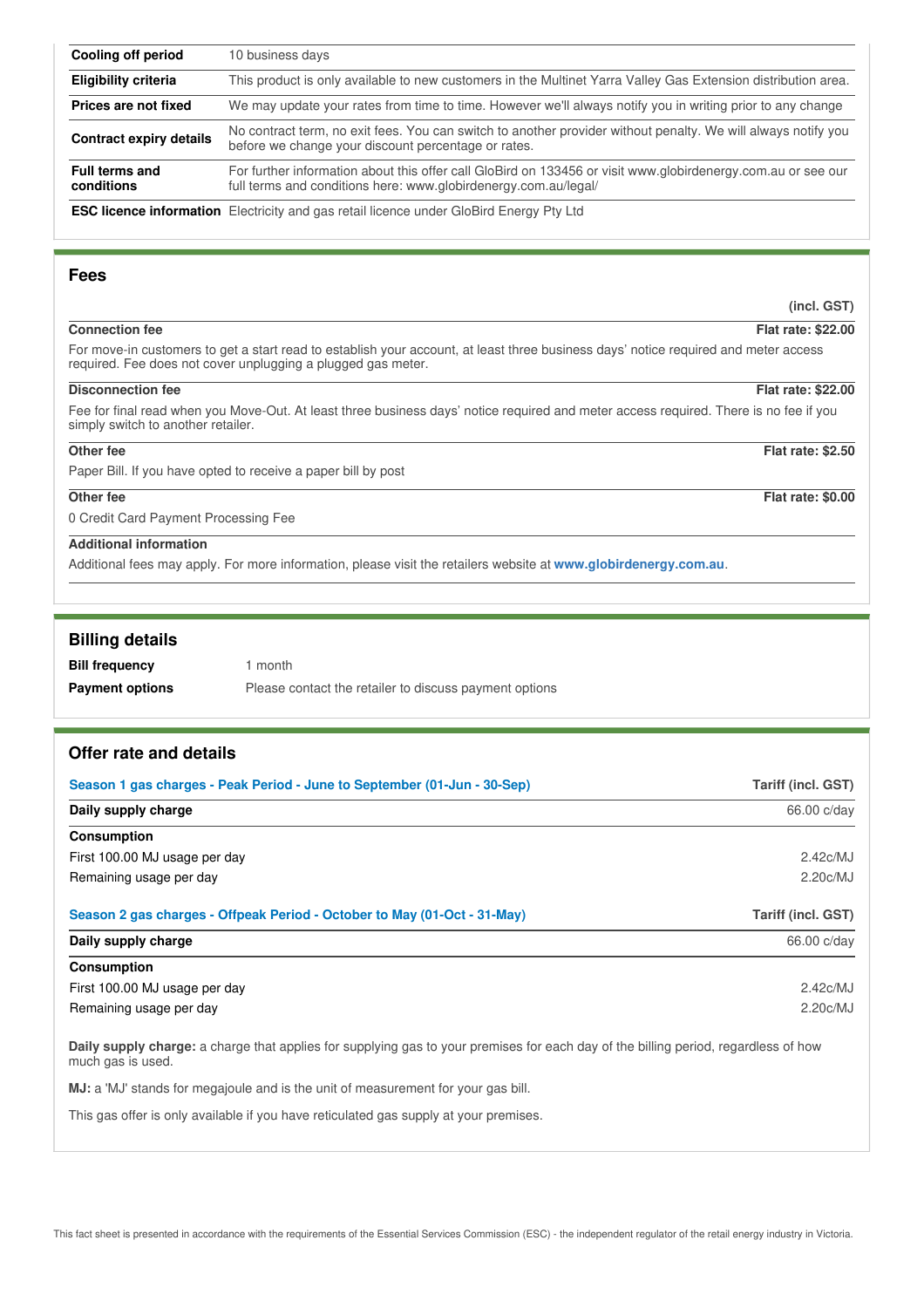| | |
|---|---|
| **Cooling off period** | 10 business days |
| **Eligibility criteria** | This product is only available to new customers in the Multinet Yarra Valley Gas Extension distribution area. |
| **Prices are not fixed** | We may update your rates from time to time. However we'll always notify you in writing prior to any change |
| **Contract expiry details** | No contract term, no exit fees. You can switch to another provider without penalty. We will always notify you before we change your discount percentage or rates. |
| **Full terms and conditions** | For further information about this offer call GloBird on 133456 or visit www.globirdenergy.com.au or see our full terms and conditions here: www.globirdenergy.com.au/legal/ |
| **ESC licence information** | Electricity and gas retail licence under GloBird Energy Pty Ltd |

## Fees

| | (incl. GST) |
|---|---|
| **Connection fee** | **Flat rate: $22.00** |
| For move-in customers to get a start read to establish your account, at least three business days' notice required and meter access required. Fee does not cover unplugging a plugged gas meter. | |
| **Disconnection fee** | **Flat rate: $22.00** |
| Fee for final read when you Move-Out. At least three business days' notice required and meter access required. There is no fee if you simply switch to another retailer. | |
| **Other fee** | **Flat rate: $2.50** |
| Paper Bill. If you have opted to receive a paper bill by post | |
| **Other fee** | **Flat rate: $0.00** |
| 0 Credit Card Payment Processing Fee | |

**Additional information**

Additional fees may apply. For more information, please visit the retailers website at **www.globirdenergy.com.au**.

## Billing details

| | |
|---|---|
| **Bill frequency** | 1 month |
| **Payment options** | Please contact the retailer to discuss payment options |

## Offer rate and details

| Season 1 gas charges - Peak Period - June to September (01-Jun - 30-Sep) | Tariff (incl. GST) |
|---|---|
| **Daily supply charge** | 66.00 c/day |
| **Consumption** | |
| First 100.00 MJ usage per day | 2.42c/MJ |
| Remaining usage per day | 2.20c/MJ |

| Season 2 gas charges - Offpeak Period - October to May (01-Oct - 31-May) | Tariff (incl. GST) |
|---|---|
| **Daily supply charge** | 66.00 c/day |
| **Consumption** | |
| First 100.00 MJ usage per day | 2.42c/MJ |
| Remaining usage per day | 2.20c/MJ |

**Daily supply charge:** a charge that applies for supplying gas to your premises for each day of the billing period, regardless of how much gas is used.

**MJ:** a 'MJ' stands for megajoule and is the unit of measurement for your gas bill.

This gas offer is only available if you have reticulated gas supply at your premises.

This fact sheet is presented in accordance with the requirements of the Essential Services Commission (ESC) - the independent regulator of the retail energy industry in Victoria.